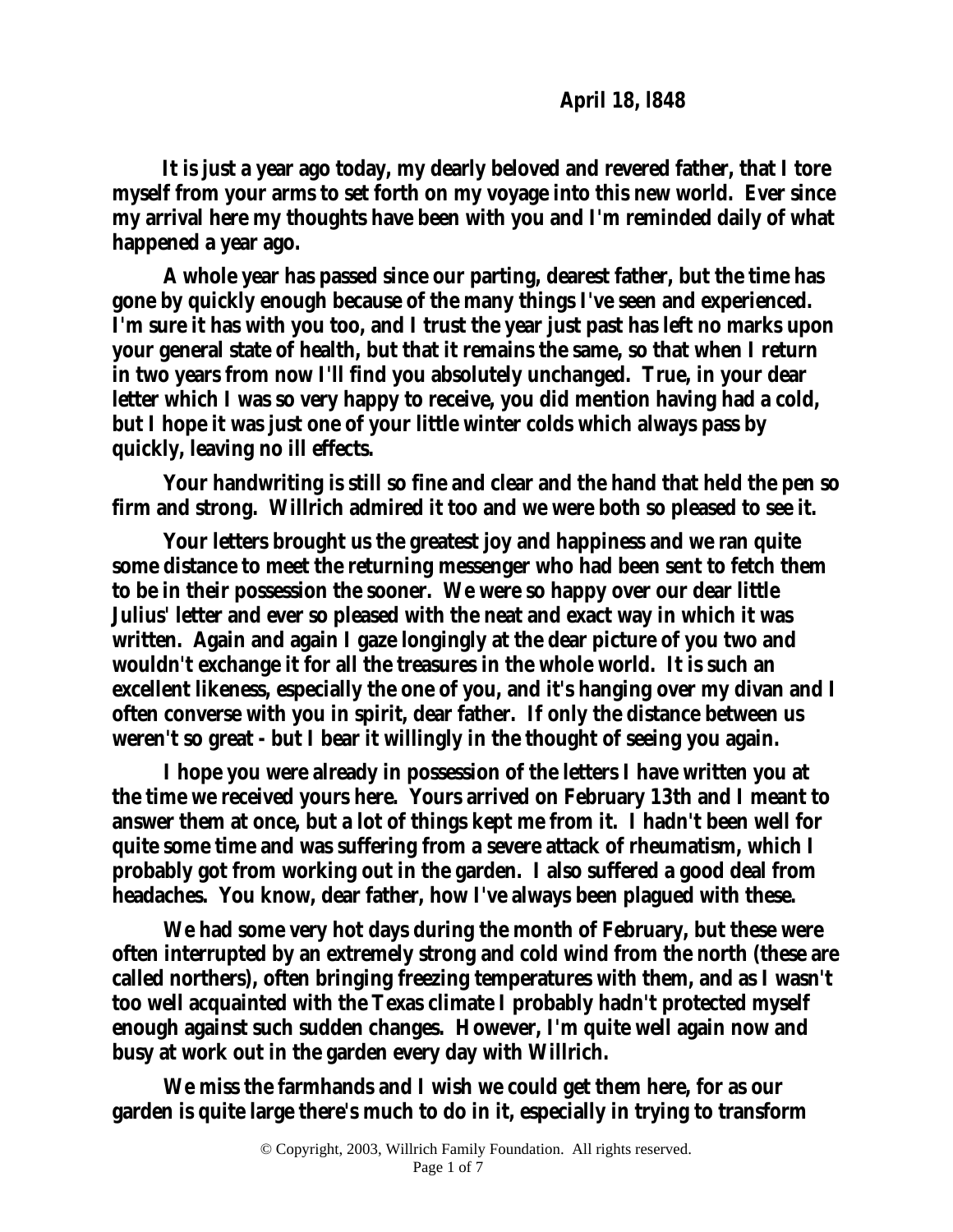**April 18, l848**

**It is just a year ago today, my dearly beloved and revered father, that I tore myself from your arms to set forth on my voyage into this new world. Ever since my arrival here my thoughts have been with you and I'm reminded daily of what happened a year ago.**

**A whole year has passed since our parting, dearest father, but the time has gone by quickly enough because of the many things I've seen and experienced. I'm sure it has with you too, and I trust the year just past has left no marks upon your general state of health, but that it remains the same, so that when I return in two years from now I'll find you absolutely unchanged. True, in your dear letter which I was so very happy to receive, you did mention having had a cold, but I hope it was just one of your little winter colds which always pass by quickly, leaving no ill effects.**

**Your handwriting is still so fine and clear and the hand that held the pen so firm and strong. Willrich admired it too and we were both so pleased to see it.**

**Your letters brought us the greatest joy and happiness and we ran quite some distance to meet the returning messenger who had been sent to fetch them to be in their possession the sooner. We were so happy over our dear little Julius' letter and ever so pleased with the neat and exact way in which it was written. Again and again I gaze longingly at the dear picture of you two and wouldn't exchange it for all the treasures in the whole world. It is such an excellent likeness, especially the one of you, and it's hanging over my divan and I often converse with you in spirit, dear father. If only the distance between us weren't so great - but I bear it willingly in the thought of seeing you again.**

**I hope you were already in possession of the letters I have written you at the time we received yours here. Yours arrived on February 13th and I meant to answer them at once, but a lot of things kept me from it. I hadn't been well for quite some time and was suffering from a severe attack of rheumatism, which I probably got from working out in the garden. I also suffered a good deal from headaches. You know, dear father, how I've always been plagued with these.**

**We had some very hot days during the month of February, but these were often interrupted by an extremely strong and cold wind from the north (these are called northers), often bringing freezing temperatures with them, and as I wasn't too well acquainted with the Texas climate I probably hadn't protected myself enough against such sudden changes. However, I'm quite well again now and busy at work out in the garden every day with Willrich.**

**We miss the farmhands and I wish we could get them here, for as our garden is quite large there's much to do in it, especially in trying to transform**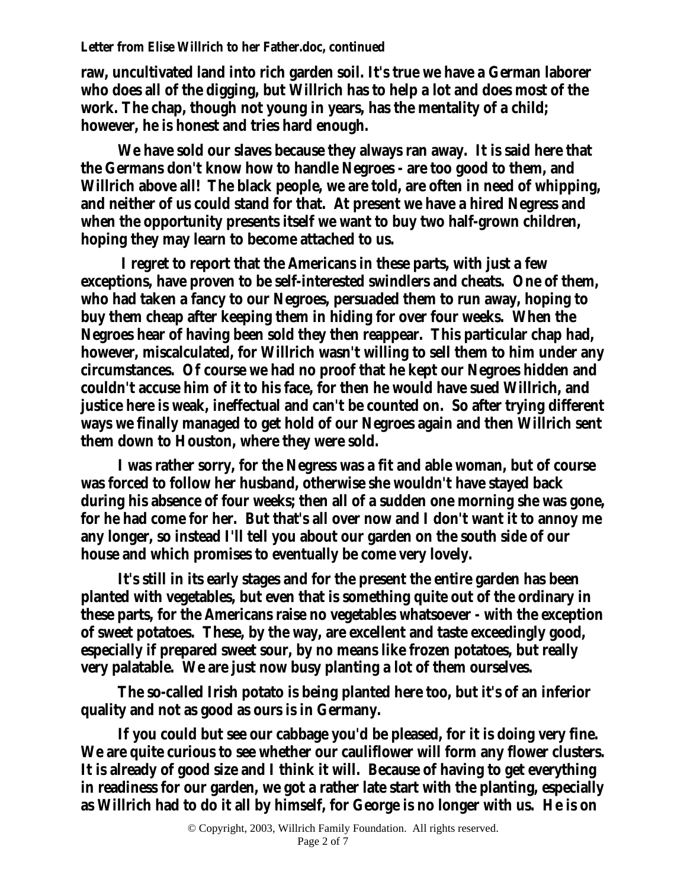raw, uncultivated land into rich garden soil. It's true we have a German laborer who does all of the digging, but Willrich has to help a lot and does most of the work. The chap, though not young in years, has the mentality of a child; however, he is honest and tries hard enough.

We have sold our slaves because they always ran away. It is said here that the Germans don't know how to handle Negroes - are too good to them, and Willrich above all! The black people, we are told, are often in need of whipping, and neither of us could stand for that. At present we have a hired Negress and when the opportunity presents itself we want to buy two half-grown children, hoping they may learn to become attached to us.

I regret to report that the Americans in these parts, with just a few exceptions, have proven to be self-interested swindlers and cheats. One of them, who had taken a fancy to our Negroes, persuaded them to run away, hoping to buy them cheap after keeping them in hiding for over four weeks. When the Negroes hear of having been sold they then reappear. This particular chap had, however, miscalculated, for Willrich wasn't willing to sell them to him under any circumstances. Of course we had no proof that he kept our Negroes hidden and couldn't accuse him of it to his face, for then he would have sued Willrich, and justice here is weak, ineffectual and can't be counted on. So after trying different ways we finally managed to get hold of our Negroes again and then Willrich sent them down to Houston, where they were sold.

I was rather sorry, for the Negress was a fit and able woman, but of course was forced to follow her husband, otherwise she wouldn't have stayed back during his absence of four weeks; then all of a sudden one morning she was gone, for he had come for her. But that's all over now and I don't want it to annoy me any longer, so instead I'll tell you about our garden on the south side of our house and which promises to eventually be come very lovely.

It's still in its early stages and for the present the entire garden has been planted with vegetables, but even that is something quite out of the ordinary in these parts, for the Americans raise no vegetables whatsoever - with the exception of sweet potatoes. These, by the way, are excellent and taste exceedingly good, especially if prepared sweet sour, by no means like frozen potatoes, but really very palatable. We are just now busy planting a lot of them ourselves.

The so-called Irish potato is being planted here too, but it's of an inferior quality and not as good as ours is in Germany.

If you could but see our cabbage you'd be pleased, for it is doing very fine. We are quite curious to see whether our cauliflower will form any flower clusters. It is already of good size and I think it will. Because of having to get everything in readiness for our garden, we got a rather late start with the planting, especially as Willrich had to do it all by himself, for George is no longer with us. He is on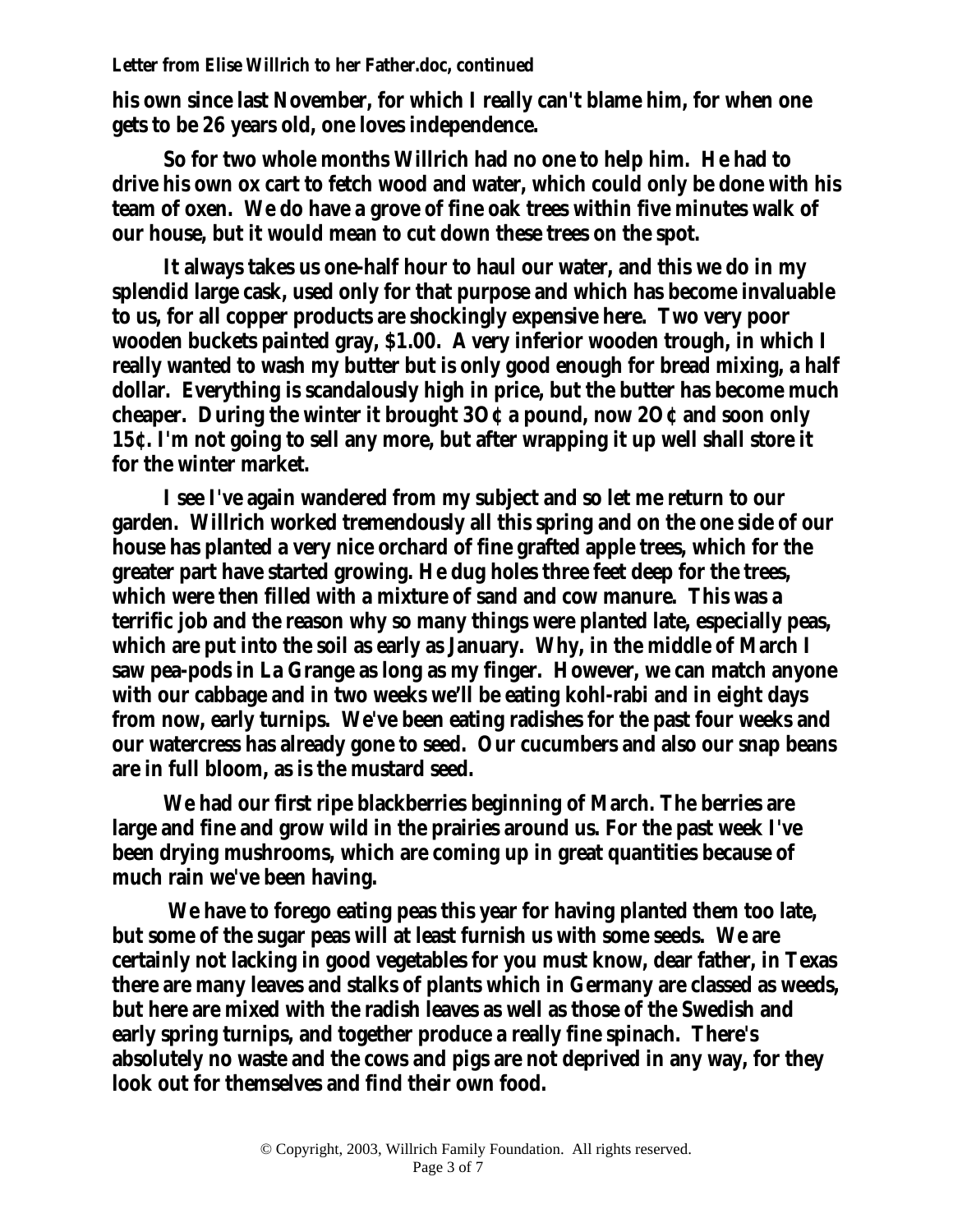**his own since last November, for which I really can't blame him, for when one gets to be 26 years old, one loves independence.**

**So for two whole months Willrich had no one to help him. He had to drive his own ox cart to fetch wood and water, which could only be done with his team of oxen. We do have a grove of fine oak trees within five minutes walk of our house, but it would mean to cut down these trees on the spot.**

**It always takes us one-half hour to haul our water, and this we do in my splendid large cask, used only for that purpose and which has become invaluable to us, for all copper products are shockingly expensive here. Two very poor wooden buckets painted gray, $1.00. A very inferior wooden trough, in which I really wanted to wash my butter but is only good enough for bread mixing, a half dollar. Everything is scandalously high in price, but the butter has become much cheaper. During the winter it brought 3O ¢ a pound, now 2O ¢ and soon only 15¢. I'm not going to sell any more, but after wrapping it up well shall store it for the winter market.**

**I see I've again wandered from my subject and so let me return to our garden. Willrich worked tremendously all this spring and on the one side of our house has planted a very nice orchard of fine grafted apple trees, which for the greater part have started growing. He dug holes three feet deep for the trees, which were then filled with a mixture of sand and cow manure. This was a terrific job and the reason why so many things were planted late, especially peas, which are put into the soil as early as January. Why, in the middle of March I saw pea-pods in La Grange as long as my finger. However, we can match anyone with our cabbage and in two weeks we'll be eating kohl-rabi and in eight days from now, early turnips. We've been eating radishes for the past four weeks and our watercress has already gone to seed. Our cucumbers and also our snap beans are in full bloom, as is the mustard seed.**

**We had our first ripe blackberries beginning of March. The berries are large and fine and grow wild in the prairies around us. For the past week I've been drying mushrooms, which are coming up in great quantities because of much rain we've been having.**

**We have to forego eating peas this year for having planted them too late, but some of the sugar peas will at least furnish us with some seeds. We are certainly not lacking in good vegetables for you must know, dear father, in Texas there are many leaves and stalks of plants which in Germany are classed as weeds, but here are mixed with the radish leaves as well as those of the Swedish and early spring turnips, and together produce a really fine spinach. There's absolutely no waste and the cows and pigs are not deprived in any way, for they look out for themselves and find their own food.**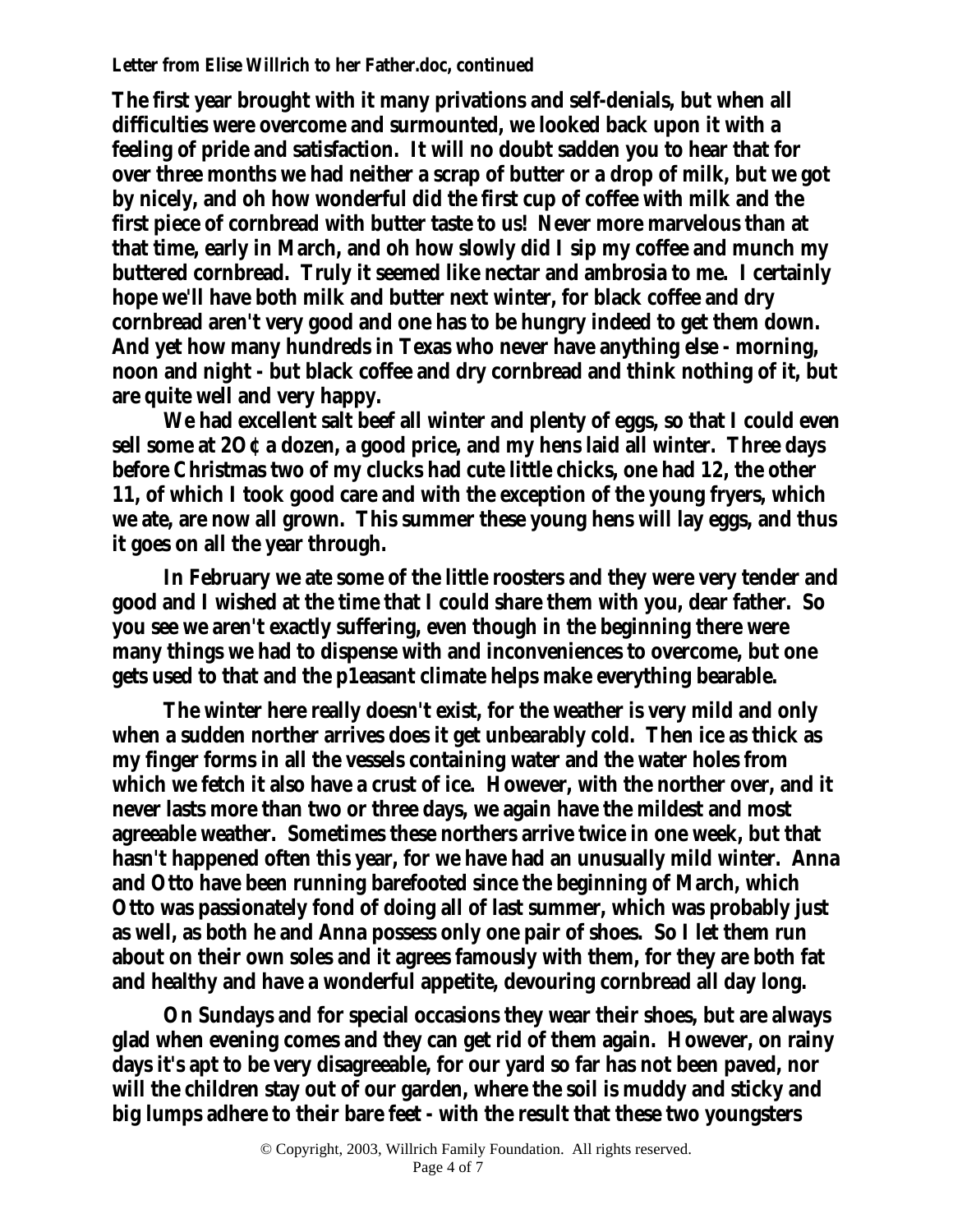The first year brought with it many privations and self-denials, but when all difficulties were overcome and surmounted, we looked back upon it with a feeling of pride and satisfaction. It will no doubt sadden you to hear that for over three months we had neither a scrap of butter or a drop of milk, but we got by nicely, and oh how wonderful did the first cup of coffee with milk and the first piece of cornbread with butter taste to us! Never more marvelous than at that time, early in March, and oh how slowly did I sip my coffee and munch my buttered cornbread. Truly it seemed like nectar and ambrosia to me. I certainly hope we'll have both milk and butter next winter, for black coffee and dry cornbread aren't very good and one has to be hungry indeed to get them down. And yet how many hundreds in Texas who never have anything else - morning, noon and night - but black coffee and dry cornbread and think nothing of it, but are quite well and very happy.

We had excellent salt beef all winter and plenty of eggs, so that I could even sell some at 2O ¢ a dozen, a good price, and my hens laid all winter. Three days before Christmas two of my clucks had cute little chicks, one had 12, the other 11, of which I took good care and with the exception of the young fryers, which we ate, are now all grown. This summer these young hens will lay eggs, and thus it goes on all the year through.

In February we ate some of the little roosters and they were very tender and good and I wished at the time that I could share them with you, dear father. So you see we aren't exactly suffering, even though in the beginning there were many things we had to dispense with and inconveniences to overcome, but one gets used to that and the p1easant climate helps make everything bearable.

The winter here really doesn't exist, for the weather is very mild and only when a sudden norther arrives does it get unbearably cold. Then ice as thick as my finger forms in all the vessels containing water and the water holes from which we fetch it also have a crust of ice. However, with the norther over, and it never lasts more than two or three days, we again have the mildest and most agreeable weather. Sometimes these northers arrive twice in one week, but that hasn't happened often this year, for we have had an unusually mild winter. Anna and Otto have been running barefooted since the beginning of March, which Otto was passionately fond of doing all of last summer, which was probably just as well, as both he and Anna possess only one pair of shoes. So I let them run about on their own soles and it agrees famously with them, for they are both fat and healthy and have a wonderful appetite, devouring cornbread all day long.

On Sundays and for special occasions they wear their shoes, but are always glad when evening comes and they can get rid of them again. However, on rainy days it's apt to be very disagreeable, for our yard so far has not been paved, nor will the children stay out of our garden, where the soil is muddy and sticky and big lumps adhere to their bare feet - with the result that these two youngsters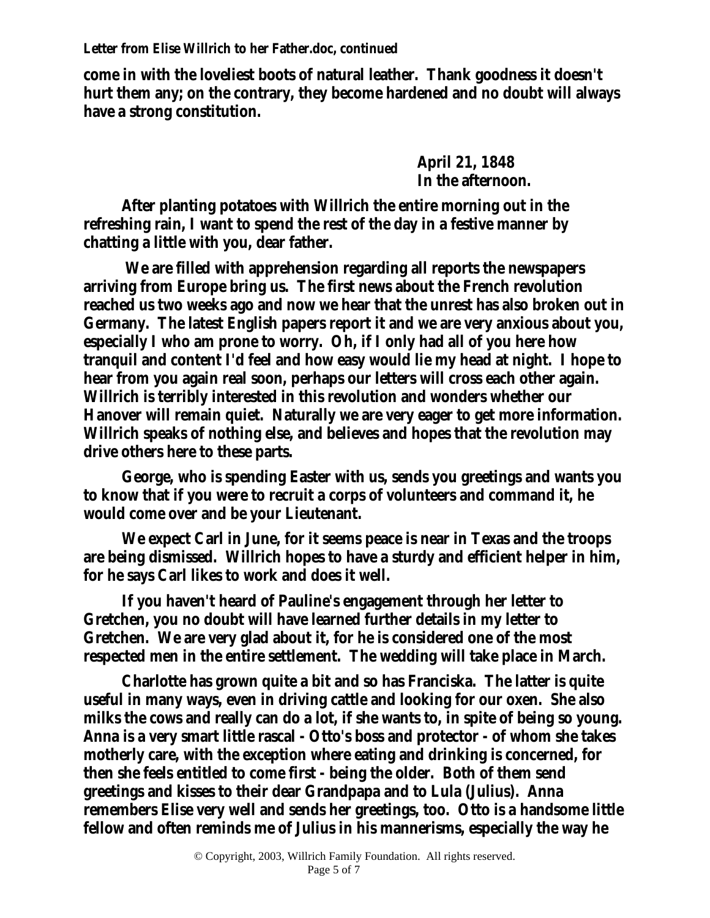come in with the loveliest boots of natural leather. Thank goodness it doesn't hurt them any; on the contrary, they become hardened and no doubt will always have a strong constitution.

April 21, 1848
In the afternoon.

After planting potatoes with Willrich the entire morning out in the refreshing rain, I want to spend the rest of the day in a festive manner by chatting a little with you, dear father.

We are filled with apprehension regarding all reports the newspapers arriving from Europe bring us. The first news about the French revolution reached us two weeks ago and now we hear that the unrest has also broken out in Germany. The latest English papers report it and we are very anxious about you, especially I who am prone to worry. Oh, if I only had all of you here how tranquil and content I'd feel and how easy would lie my head at night. I hope to hear from you again real soon, perhaps our letters will cross each other again. Willrich is terribly interested in this revolution and wonders whether our Hanover will remain quiet. Naturally we are very eager to get more information. Willrich speaks of nothing else, and believes and hopes that the revolution may drive others here to these parts.

George, who is spending Easter with us, sends you greetings and wants you to know that if you were to recruit a corps of volunteers and command it, he would come over and be your Lieutenant.

We expect Carl in June, for it seems peace is near in Texas and the troops are being dismissed. Willrich hopes to have a sturdy and efficient helper in him, for he says Carl likes to work and does it well.

If you haven't heard of Pauline's engagement through her letter to Gretchen, you no doubt will have learned further details in my letter to Gretchen. We are very glad about it, for he is considered one of the most respected men in the entire settlement. The wedding will take place in March.

Charlotte has grown quite a bit and so has Franciska. The latter is quite useful in many ways, even in driving cattle and looking for our oxen. She also milks the cows and really can do a lot, if she wants to, in spite of being so young. Anna is a very smart little rascal - Otto's boss and protector - of whom she takes motherly care, with the exception where eating and drinking is concerned, for then she feels entitled to come first - being the older. Both of them send greetings and kisses to their dear Grandpapa and to Lula (Julius). Anna remembers Elise very well and sends her greetings, too. Otto is a handsome little fellow and often reminds me of Julius in his mannerisms, especially the way he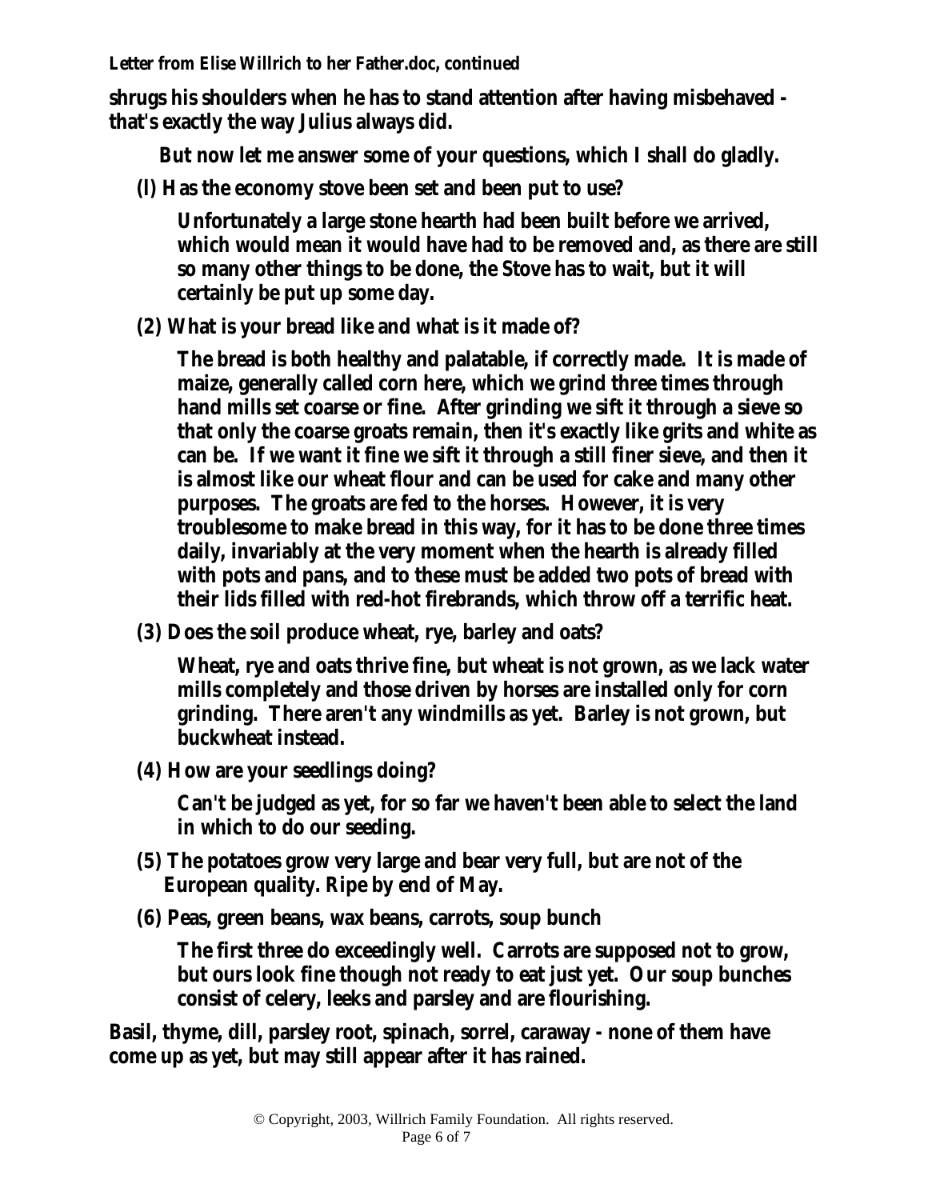shrugs his shoulders when he has to stand attention after having misbehaved - that's exactly the way Julius always did.

But now let me answer some of your questions, which I shall do gladly.

(l) Has the economy stove been set and been put to use?

Unfortunately a large stone hearth had been built before we arrived, which would mean it would have had to be removed and, as there are still so many other things to be done, the Stove has to wait, but it will certainly be put up some day.

(2) What is your bread like and what is it made of?

The bread is both healthy and palatable, if correctly made. It is made of maize, generally called corn here, which we grind three times through hand mills set coarse or fine. After grinding we sift it through a sieve so that only the coarse groats remain, then it's exactly like grits and white as can be. If we want it fine we sift it through a still finer sieve, and then it is almost like our wheat flour and can be used for cake and many other purposes. The groats are fed to the horses. However, it is very troublesome to make bread in this way, for it has to be done three times daily, invariably at the very moment when the hearth is already filled with pots and pans, and to these must be added two pots of bread with their lids filled with red-hot firebrands, which throw off a terrific heat.

(3) Does the soil produce wheat, rye, barley and oats?

Wheat, rye and oats thrive fine, but wheat is not grown, as we lack water mills completely and those driven by horses are installed only for corn grinding. There aren't any windmills as yet. Barley is not grown, but buckwheat instead.

(4) How are your seedlings doing?

Can't be judged as yet, for so far we haven't been able to select the land in which to do our seeding.

(5) The potatoes grow very large and bear very full, but are not of the European quality. Ripe by end of May.

(6) Peas, green beans, wax beans, carrots, soup bunch

The first three do exceedingly well. Carrots are supposed not to grow, but ours look fine though not ready to eat just yet. Our soup bunches consist of celery, leeks and parsley and are flourishing.

Basil, thyme, dill, parsley root, spinach, sorrel, caraway - none of them have come up as yet, but may still appear after it has rained.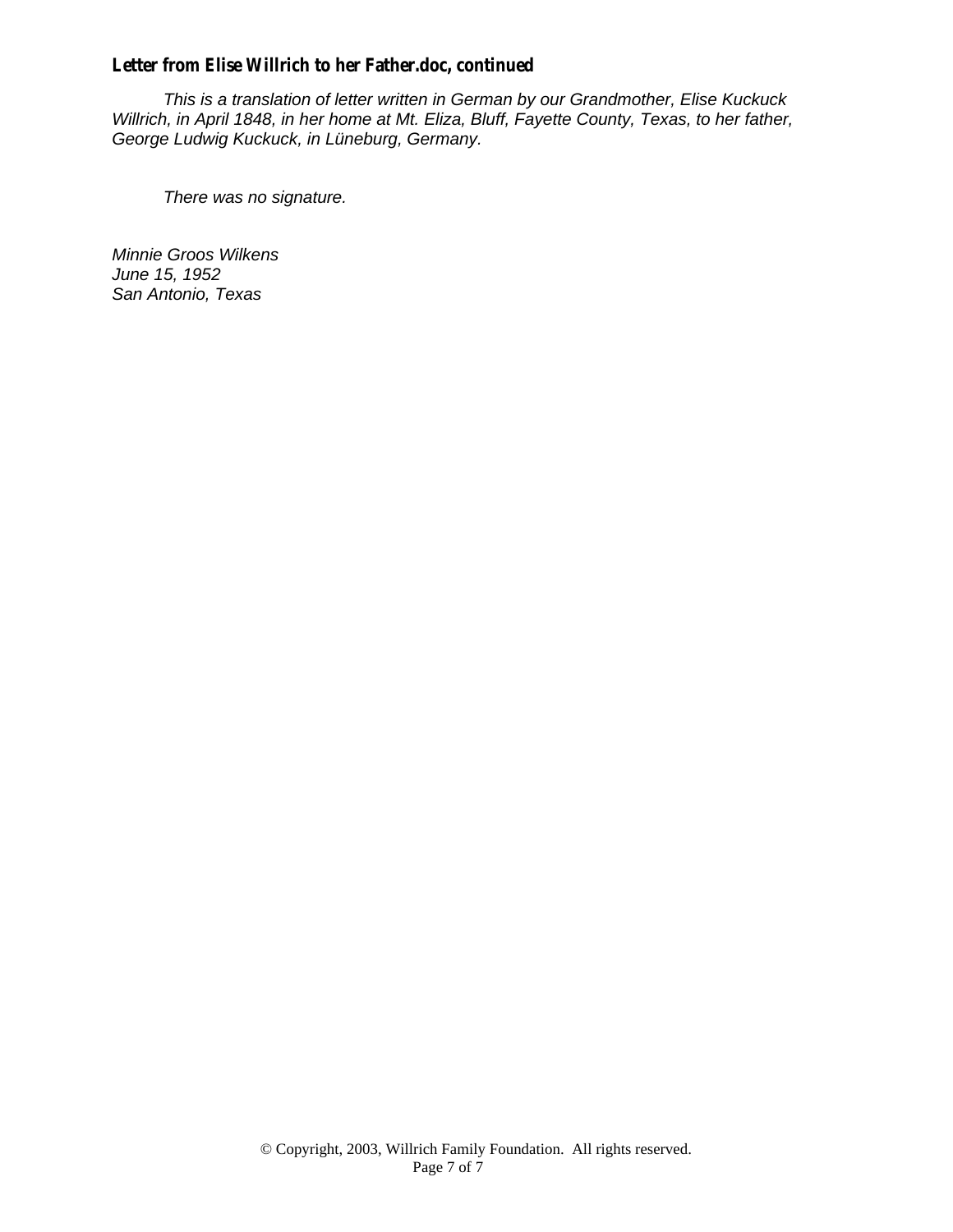**Letter from Elise Willrich to her Father.doc, continued**

*This is a translation of letter written in German by our Grandmother, Elise Kuckuck Willrich, in April 1848, in her home at Mt. Eliza, Bluff, Fayette County, Texas, to her father, George Ludwig Kuckuck, in Lüneburg, Germany.*

*There was no signature.*

*Minnie Groos Wilkens*
*June 15, 1952*
*San Antonio, Texas*

© Copyright, 2003, Willrich Family Foundation. All rights reserved.